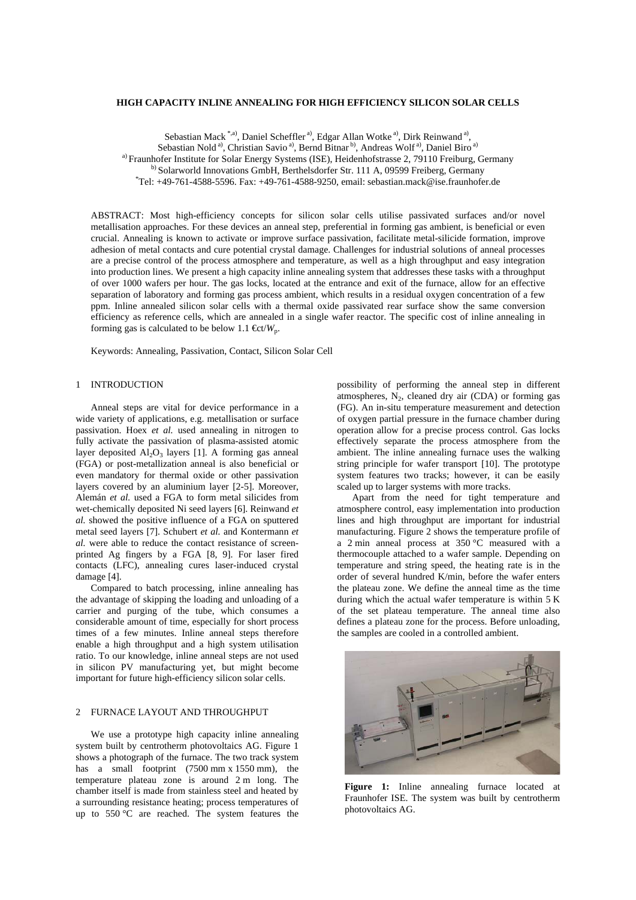# HIGH CAPACITY INLINE ANNEALING FOR HIGH EFFICIENCY SILICON SOLAR CELLS

Sebastian Mack [*,a)], Daniel Scheffler [a)], Edgar Allan Wotke [a)], Dirk Reinwand [a)],
Sebastian Nold [a)], Christian Savio [a)], Bernd Bitnar [b)], Andreas Wolf [a)], Daniel Biro [a)]
[a)] Fraunhofer Institute for Solar Energy Systems (ISE), Heidenhofstrasse 2, 79110 Freiburg, Germany
[b)] Solarworld Innovations GmbH, Berthelsdorfer Str. 111 A, 09599 Freiberg, Germany
[*]Tel: +49-761-4588-5596. Fax: +49-761-4588-9250, email: sebastian.mack@ise.fraunhofer.de

ABSTRACT: Most high-efficiency concepts for silicon solar cells utilise passivated surfaces and/or novel metallisation approaches. For these devices an anneal step, preferential in forming gas ambient, is beneficial or even crucial. Annealing is known to activate or improve surface passivation, facilitate metal-silicide formation, improve adhesion of metal contacts and cure potential crystal damage. Challenges for industrial solutions of anneal processes are a precise control of the process atmosphere and temperature, as well as a high throughput and easy integration into production lines. We present a high capacity inline annealing system that addresses these tasks with a throughput of over 1000 wafers per hour. The gas locks, located at the entrance and exit of the furnace, allow for an effective separation of laboratory and forming gas process ambient, which results in a residual oxygen concentration of a few ppm. Inline annealed silicon solar cells with a thermal oxide passivated rear surface show the same conversion efficiency as reference cells, which are annealed in a single wafer reactor. The specific cost of inline annealing in forming gas is calculated to be below 1.1 €ct/$W_p$.

Keywords: Annealing, Passivation, Contact, Silicon Solar Cell

## 1 INTRODUCTION

Anneal steps are vital for device performance in a wide variety of applications, e.g. metallisation or surface passivation. Hoex *et al.* used annealing in nitrogen to fully activate the passivation of plasma-assisted atomic layer deposited $Al_2O_3$ layers [1]. A forming gas anneal (FGA) or post-metallization anneal is also beneficial or even mandatory for thermal oxide or other passivation layers covered by an aluminium layer [2-5]. Moreover, Alemán *et al.* used a FGA to form metal silicides from wet-chemically deposited Ni seed layers [6]. Reinwand *et al.* showed the positive influence of a FGA on sputtered metal seed layers [7]. Schubert *et al.* and Kontermann *et al.* were able to reduce the contact resistance of screen-printed Ag fingers by a FGA [8, 9]. For laser fired contacts (LFC), annealing cures laser-induced crystal damage [4].

Compared to batch processing, inline annealing has the advantage of skipping the loading and unloading of a carrier and purging of the tube, which consumes a considerable amount of time, especially for short process times of a few minutes. Inline anneal steps therefore enable a high throughput and a high system utilisation ratio. To our knowledge, inline anneal steps are not used in silicon PV manufacturing yet, but might become important for future high-efficiency silicon solar cells.

## 2 FURNACE LAYOUT AND THROUGHPUT

We use a prototype high capacity inline annealing system built by centrotherm photovoltaics AG. Figure 1 shows a photograph of the furnace. The two track system has a small footprint (7500 mm x 1550 mm), the temperature plateau zone is around 2 m long. The chamber itself is made from stainless steel and heated by a surrounding resistance heating; process temperatures of up to 550 °C are reached. The system features the possibility of performing the anneal step in different atmospheres, $N_2$, cleaned dry air (CDA) or forming gas (FG). An in-situ temperature measurement and detection of oxygen partial pressure in the furnace chamber during operation allow for a precise process control. Gas locks effectively separate the process atmosphere from the ambient. The inline annealing furnace uses the walking string principle for wafer transport [10]. The prototype system features two tracks; however, it can be easily scaled up to larger systems with more tracks.

Apart from the need for tight temperature and atmosphere control, easy implementation into production lines and high throughput are important for industrial manufacturing. Figure 2 shows the temperature profile of a 2 min anneal process at 350 °C measured with a thermocouple attached to a wafer sample. Depending on temperature and string speed, the heating rate is in the order of several hundred K/min, before the wafer enters the plateau zone. We define the anneal time as the time during which the actual wafer temperature is within 5 K of the set plateau temperature. The anneal time also defines a plateau zone for the process. Before unloading, the samples are cooled in a controlled ambient.

**Figure 1:** Inline annealing furnace located at Fraunhofer ISE. The system was built by centrotherm photovoltaics AG.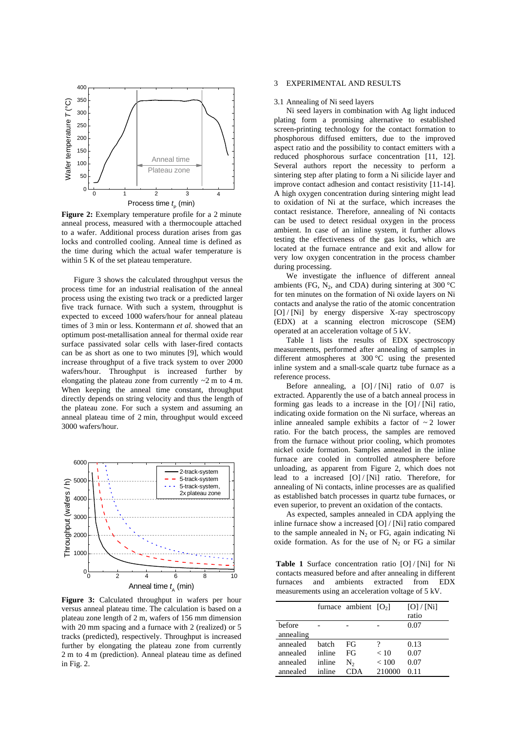**Figure 2:** Exemplary temperature profile for a 2 minute anneal process, measured with a thermocouple attached to a wafer. Additional process duration arises from gas locks and controlled cooling. Anneal time is defined as the time during which the actual wafer temperature is within 5 K of the set plateau temperature.

Figure 3 shows the calculated throughput versus the process time for an industrial realisation of the anneal process using the existing two track or a predicted larger five track furnace. With such a system, througphut is expected to exceed 1000 wafers/hour for anneal plateau times of 3 min or less. Kontermann *et al.* showed that an optimum post-metallisation anneal for thermal oxide rear surface passivated solar cells with laser-fired contacts can be as short as one to two minutes [9], which would increase throughput of a five track system to over 2000 wafers/hour. Throughput is increased further by elongating the plateau zone from currently ~2 m to 4 m. When keeping the anneal time constant, throughput directly depends on string velocity and thus the length of the plateau zone. For such a system and assuming an anneal plateau time of 2 min, throughput would exceed 3000 wafers/hour.

**Figure 3:** Calculated throughput in wafers per hour versus anneal plateau time. The calculation is based on a plateau zone length of 2 m, wafers of 156 mm dimension with 20 mm spacing and a furnace with 2 (realized) or 5 tracks (predicted), respectively. Throughput is increased further by elongating the plateau zone from currently 2 m to 4 m (prediction). Anneal plateau time as defined in Fig. 2.

## 3 EXPERIMENTAL AND RESULTS

### 3.1 Annealing of Ni seed layers

Ni seed layers in combination with Ag light induced plating form a promising alternative to established screen-printing technology for the contact formation to phosphorous diffused emitters, due to the improved aspect ratio and the possibility to contact emitters with a reduced phosphorous surface concentration [11, 12]. Several authors report the necessity to perform a sintering step after plating to form a Ni silicide layer and improve contact adhesion and contact resistivity [11-14]. A high oxygen concentration during sintering might lead to oxidation of Ni at the surface, which increases the contact resistance. Therefore, annealing of Ni contacts can be used to detect residual oxygen in the process ambient. In case of an inline system, it further allows testing the effectiveness of the gas locks, which are located at the furnace entrance and exit and allow for very low oxygen concentration in the process chamber during processing.

We investigate the influence of different anneal ambients (FG, $N_2$, and CDA) during sintering at 300 °C for ten minutes on the formation of Ni oxide layers on Ni contacts and analyse the ratio of the atomic concentration [O] / [Ni] by energy dispersive X-ray spectroscopy (EDX) at a scanning electron microscope (SEM) operated at an acceleration voltage of 5 kV.

Table 1 lists the results of EDX spectroscopy measurements, performed after annealing of samples in different atmospheres at 300 °C using the presented inline system and a small-scale quartz tube furnace as a reference process.

Before annealing, a [O] / [Ni] ratio of 0.07 is extracted. Apparently the use of a batch anneal process in forming gas leads to a increase in the [O] / [Ni] ratio, indicating oxide formation on the Ni surface, whereas an inline annealed sample exhibits a factor of ~ 2 lower ratio. For the batch process, the samples are removed from the furnace without prior cooling, which promotes nickel oxide formation. Samples annealed in the inline furnace are cooled in controlled atmosphere before unloading, as apparent from Figure 2, which does not lead to a increased [O] / [Ni] ratio. Therefore, for annealing of Ni contacts, inline processes are as qualified as established batch processes in quartz tube furnaces, or even superior, to prevent an oxidation of the contacts.

As expected, samples annealed in CDA applying the inline furnace show a increased [O] / [Ni] ratio compared to the sample annealed in $N_2$ or FG, again indicating Ni oxide formation. As for the use of $N_2$ or FG a similar

**Table 1** Surface concentration ratio [O] / [Ni] for Ni contacts measured before and after annealing in different furnaces and ambients extracted from EDX measurements using an acceleration voltage of 5 kV.

| | furnace | ambient | $[O_2]$ | [O] / [Ni] ratio |
|---|---|---|---|---|
| before annealing | - | - | - | 0.07 |
| annealed | batch | FG | ? | 0.13 |
| annealed | inline | FG | < 10 | 0.07 |
| annealed | inline | $N_2$ | < 100 | 0.07 |
| annealed | inline | CDA | 210000 | 0.11 |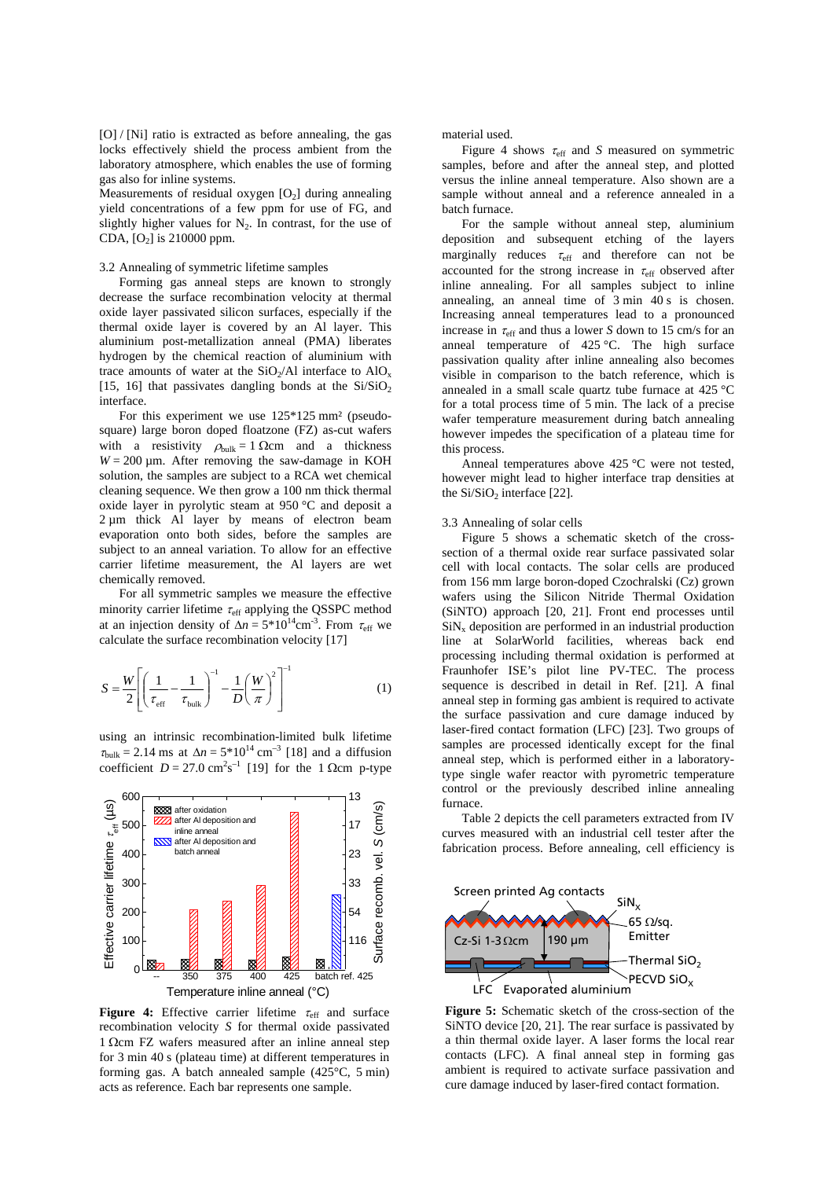[O] / [Ni] ratio is extracted as before annealing, the gas locks effectively shield the process ambient from the laboratory atmosphere, which enables the use of forming gas also for inline systems.
Measurements of residual oxygen $[O_2]$ during annealing yield concentrations of a few ppm for use of FG, and slightly higher values for $N_2$. In contrast, for the use of CDA, $[O_2]$ is 210000 ppm.

### 3.2 Annealing of symmetric lifetime samples

Forming gas anneal steps are known to strongly decrease the surface recombination velocity at thermal oxide layer passivated silicon surfaces, especially if the thermal oxide layer is covered by an Al layer. This aluminium post-metallization anneal (PMA) liberates hydrogen by the chemical reaction of aluminium with trace amounts of water at the $SiO_2$/Al interface to $AlO_x$ [15, 16] that passivates dangling bonds at the Si/$SiO_2$ interface.

For this experiment we use 125*125 mm² (pseudo-square) large boron doped floatzone (FZ) as-cut wafers with a resistivity $\rho_{bulk} = 1\ \Omega$cm and a thickness $W = 200$ µm. After removing the saw-damage in KOH solution, the samples are subject to a RCA wet chemical cleaning sequence. We then grow a 100 nm thick thermal oxide layer in pyrolytic steam at 950 °C and deposit a 2 µm thick Al layer by means of electron beam evaporation onto both sides, before the samples are subject to an anneal variation. To allow for an effective carrier lifetime measurement, the Al layers are wet chemically removed.

For all symmetric samples we measure the effective minority carrier lifetime $\tau_{eff}$ applying the QSSPC method at an injection density of $\Delta n = 5{*}10^{14}$cm$^{-3}$. From $\tau_{eff}$ we calculate the surface recombination velocity [17]

$$S = \frac{W}{2}\left[\left(\frac{1}{\tau_{eff}} - \frac{1}{\tau_{bulk}}\right)^{-1} - \frac{1}{D}\left(\frac{W}{\pi}\right)^{2}\right]^{-1} \qquad (1)$$

using an intrinsic recombination-limited bulk lifetime $\tau_{bulk} = 2.14$ ms at $\Delta n = 5{*}10^{14}$ cm$^{-3}$ [18] and a diffusion coefficient $D = 27.0$ cm$^2$s$^{-1}$ [19] for the 1 Ωcm p-type material used.

**Figure 4:** Effective carrier lifetime $\tau_{eff}$ and surface recombination velocity $S$ for thermal oxide passivated 1 Ωcm FZ wafers measured after an inline anneal step for 3 min 40 s (plateau time) at different temperatures in forming gas. A batch annealed sample (425°C, 5 min) acts as reference. Each bar represents one sample.

Figure 4 shows $\tau_{eff}$ and $S$ measured on symmetric samples, before and after the anneal step, and plotted versus the inline anneal temperature. Also shown are a sample without anneal and a reference annealed in a batch furnace.

For the sample without anneal step, aluminium deposition and subsequent etching of the layers marginally reduces $\tau_{eff}$ and therefore can not be accounted for the strong increase in $\tau_{eff}$ observed after inline annealing. For all samples subject to inline annealing, an anneal time of 3 min 40 s is chosen. Increasing anneal temperatures lead to a pronounced increase in $\tau_{eff}$ and thus a lower $S$ down to 15 cm/s for an anneal temperature of 425 °C. The high surface passivation quality after inline annealing also becomes visible in comparison to the batch reference, which is annealed in a small scale quartz tube furnace at 425 °C for a total process time of 5 min. The lack of a precise wafer temperature measurement during batch annealing however impedes the specification of a plateau time for this process.

Anneal temperatures above 425 °C were not tested, however might lead to higher interface trap densities at the Si/$SiO_2$ interface [22].

### 3.3 Annealing of solar cells

Figure 5 shows a schematic sketch of the cross-section of a thermal oxide rear surface passivated solar cell with local contacts. The solar cells are produced from 156 mm large boron-doped Czochralski (Cz) grown wafers using the Silicon Nitride Thermal Oxidation (SiNTO) approach [20, 21]. Front end processes until $SiN_x$ deposition are performed in an industrial production line at SolarWorld facilities, whereas back end processing including thermal oxidation is performed at Fraunhofer ISE's pilot line PV-TEC. The process sequence is described in detail in Ref. [21]. A final anneal step in forming gas ambient is required to activate the surface passivation and cure damage induced by laser-fired contact formation (LFC) [23]. Two groups of samples are processed identically except for the final anneal step, which is performed either in a laboratory-type single wafer reactor with pyrometric temperature control or the previously described inline annealing furnace.

Table 2 depicts the cell parameters extracted from IV curves measured with an industrial cell tester after the fabrication process. Before annealing, cell efficiency is

**Figure 5:** Schematic sketch of the cross-section of the SiNTO device [20, 21]. The rear surface is passivated by a thin thermal oxide layer. A laser forms the local rear contacts (LFC). A final anneal step in forming gas ambient is required to activate surface passivation and cure damage induced by laser-fired contact formation.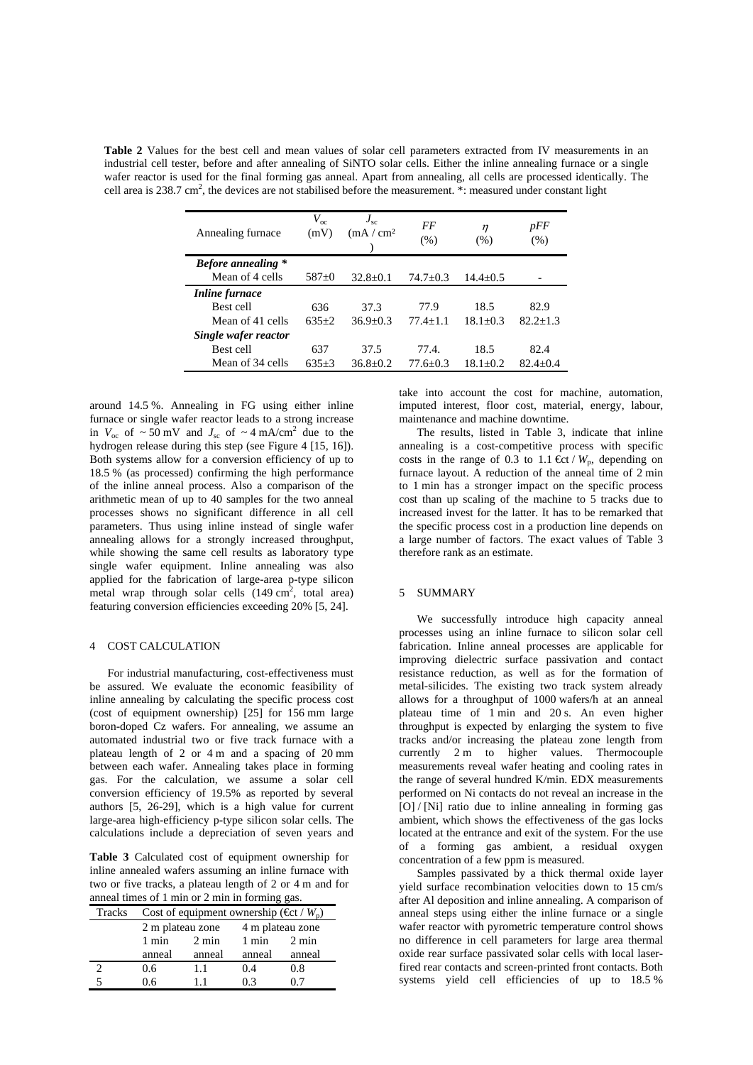**Table 2** Values for the best cell and mean values of solar cell parameters extracted from IV measurements in an industrial cell tester, before and after annealing of SiNTO solar cells. Either the inline annealing furnace or a single wafer reactor is used for the final forming gas anneal. Apart from annealing, all cells are processed identically. The cell area is 238.7 cm$^2$, the devices are not stabilised before the measurement. *: measured under constant light

| Annealing furnace | $V_{oc}$ (mV) | $J_{sc}$ (mA / cm² ) | $FF$ (%) | $\eta$ (%) | $pFF$ (%) |
|---|---|---|---|---|---|
| ***Before annealing **** | | | | | |
| Mean of 4 cells | 587±0 | 32.8±0.1 | 74.7±0.3 | 14.4±0.5 | - |
| ***Inline furnace*** | | | | | |
| Best cell | 636 | 37.3 | 77.9 | 18.5 | 82.9 |
| Mean of 41 cells | 635±2 | 36.9±0.3 | 77.4±1.1 | 18.1±0.3 | 82.2±1.3 |
| ***Single wafer reactor*** | | | | | |
| Best cell | 637 | 37.5 | 77.4. | 18.5 | 82.4 |
| Mean of 34 cells | 635±3 | 36.8±0.2 | 77.6±0.3 | 18.1±0.2 | 82.4±0.4 |

around 14.5 %. Annealing in FG using either inline furnace or single wafer reactor leads to a strong increase in $V_{oc}$ of ~ 50 mV and $J_{sc}$ of ~ 4 mA/cm$^2$ due to the hydrogen release during this step (see Figure 4 [15, 16]). Both systems allow for a conversion efficiency of up to 18.5 % (as processed) confirming the high performance of the inline anneal process. Also a comparison of the arithmetic mean of up to 40 samples for the two anneal processes shows no significant difference in all cell parameters. Thus using inline instead of single wafer annealing allows for a strongly increased throughput, while showing the same cell results as laboratory type single wafer equipment. Inline annealing was also applied for the fabrication of large-area p-type silicon metal wrap through solar cells (149 cm$^2$, total area) featuring conversion efficiencies exceeding 20% [5, 24].

## 4 COST CALCULATION

For industrial manufacturing, cost-effectiveness must be assured. We evaluate the economic feasibility of inline annealing by calculating the specific process cost (cost of equipment ownership) [25] for 156 mm large boron-doped Cz wafers. For annealing, we assume an automated industrial two or five track furnace with a plateau length of 2 or 4 m and a spacing of 20 mm between each wafer. Annealing takes place in forming gas. For the calculation, we assume a solar cell conversion efficiency of 19.5% as reported by several authors [5, 26-29], which is a high value for current large-area high-efficiency p-type silicon solar cells. The calculations include a depreciation of seven years and take into account the cost for machine, automation, imputed interest, floor cost, material, energy, labour, maintenance and machine downtime.

**Table 3** Calculated cost of equipment ownership for inline annealed wafers assuming an inline furnace with two or five tracks, a plateau length of 2 or 4 m and for anneal times of 1 min or 2 min in forming gas.

| Tracks | Cost of equipment ownership (€ct / $W_p$) | | | |
|---|---|---|---|---|
| | 2 m plateau zone | | 4 m plateau zone | |
| | 1 min anneal | 2 min anneal | 1 min anneal | 2 min anneal |
| 2 | 0.6 | 1.1 | 0.4 | 0.8 |
| 5 | 0.6 | 1.1 | 0.3 | 0.7 |

The results, listed in Table 3, indicate that inline annealing is a cost-competitive process with specific costs in the range of 0.3 to 1.1 €ct / $W_p$, depending on furnace layout. A reduction of the anneal time of 2 min to 1 min has a stronger impact on the specific process cost than up scaling of the machine to 5 tracks due to increased invest for the latter. It has to be remarked that the specific process cost in a production line depends on a large number of factors. The exact values of Table 3 therefore rank as an estimate.

## 5 SUMMARY

We successfully introduce high capacity anneal processes using an inline furnace to silicon solar cell fabrication. Inline anneal processes are applicable for improving dielectric surface passivation and contact resistance reduction, as well as for the formation of metal-silicides. The existing two track system already allows for a throughput of 1000 wafers/h at an anneal plateau time of 1 min and 20 s. An even higher throughput is expected by enlarging the system to five tracks and/or increasing the plateau zone length from currently 2 m to higher values. Thermocouple measurements reveal wafer heating and cooling rates in the range of several hundred K/min. EDX measurements performed on Ni contacts do not reveal an increase in the [O] / [Ni] ratio due to inline annealing in forming gas ambient, which shows the effectiveness of the gas locks located at the entrance and exit of the system. For the use of a forming gas ambient, a residual oxygen concentration of a few ppm is measured.

Samples passivated by a thick thermal oxide layer yield surface recombination velocities down to 15 cm/s after Al deposition and inline annealing. A comparison of anneal steps using either the inline furnace or a single wafer reactor with pyrometric temperature control shows no difference in cell parameters for large area thermal oxide rear surface passivated solar cells with local laser-fired rear contacts and screen-printed front contacts. Both systems yield cell efficiencies of up to 18.5 %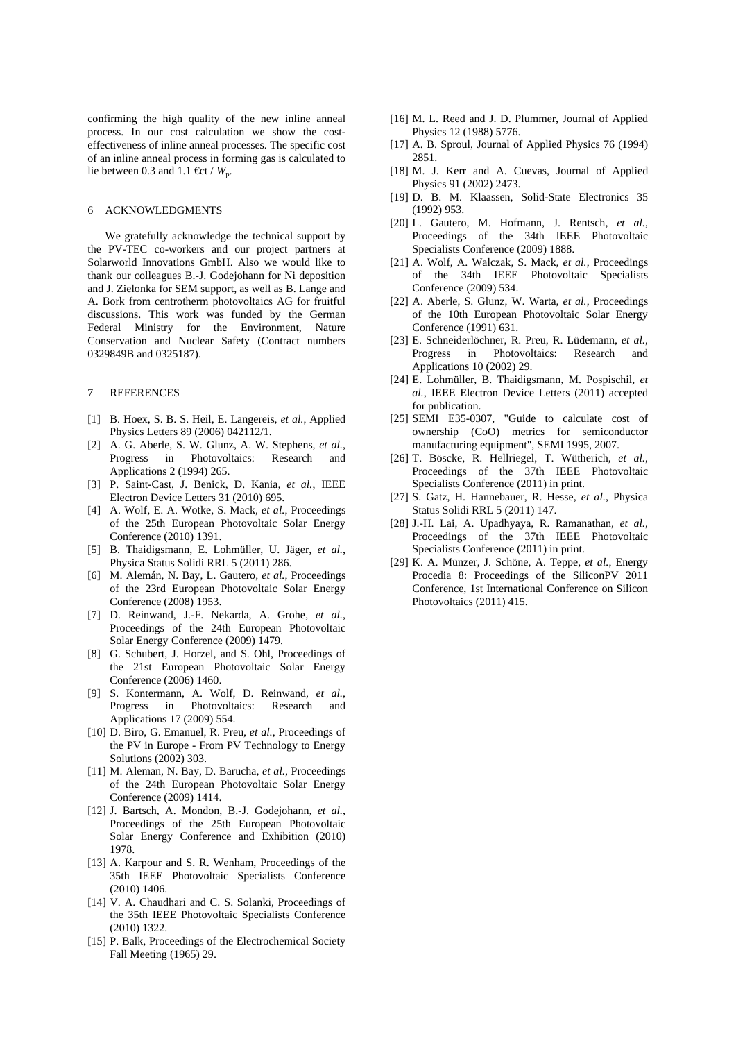confirming the high quality of the new inline anneal process. In our cost calculation we show the cost-effectiveness of inline anneal processes. The specific cost of an inline anneal process in forming gas is calculated to lie between 0.3 and 1.1 €ct / $W_p$.

## 6 ACKNOWLEDGMENTS

We gratefully acknowledge the technical support by the PV-TEC co-workers and our project partners at Solarworld Innovations GmbH. Also we would like to thank our colleagues B.-J. Godejohann for Ni deposition and J. Zielonka for SEM support, as well as B. Lange and A. Bork from centrotherm photovoltaics AG for fruitful discussions. This work was funded by the German Federal Ministry for the Environment, Nature Conservation and Nuclear Safety (Contract numbers 0329849B and 0325187).

## 7 REFERENCES

[1] B. Hoex, S. B. S. Heil, E. Langereis, *et al.*, Applied Physics Letters 89 (2006) 042112/1.

[2] A. G. Aberle, S. W. Glunz, A. W. Stephens, *et al.*, Progress in Photovoltaics: Research and Applications 2 (1994) 265.

[3] P. Saint-Cast, J. Benick, D. Kania, *et al.*, IEEE Electron Device Letters 31 (2010) 695.

[4] A. Wolf, E. A. Wotke, S. Mack, *et al.*, Proceedings of the 25th European Photovoltaic Solar Energy Conference (2010) 1391.

[5] B. Thaidigsmann, E. Lohmüller, U. Jäger, *et al.*, Physica Status Solidi RRL 5 (2011) 286.

[6] M. Alemán, N. Bay, L. Gautero, *et al.*, Proceedings of the 23rd European Photovoltaic Solar Energy Conference (2008) 1953.

[7] D. Reinwand, J.-F. Nekarda, A. Grohe, *et al.*, Proceedings of the 24th European Photovoltaic Solar Energy Conference (2009) 1479.

[8] G. Schubert, J. Horzel, and S. Ohl, Proceedings of the 21st European Photovoltaic Solar Energy Conference (2006) 1460.

[9] S. Kontermann, A. Wolf, D. Reinwand, *et al.*, Progress in Photovoltaics: Research and Applications 17 (2009) 554.

[10] D. Biro, G. Emanuel, R. Preu, *et al.*, Proceedings of the PV in Europe - From PV Technology to Energy Solutions (2002) 303.

[11] M. Aleman, N. Bay, D. Barucha, *et al.*, Proceedings of the 24th European Photovoltaic Solar Energy Conference (2009) 1414.

[12] J. Bartsch, A. Mondon, B.-J. Godejohann, *et al.*, Proceedings of the 25th European Photovoltaic Solar Energy Conference and Exhibition (2010) 1978.

[13] A. Karpour and S. R. Wenham, Proceedings of the 35th IEEE Photovoltaic Specialists Conference (2010) 1406.

[14] V. A. Chaudhari and C. S. Solanki, Proceedings of the 35th IEEE Photovoltaic Specialists Conference (2010) 1322.

[15] P. Balk, Proceedings of the Electrochemical Society Fall Meeting (1965) 29.

[16] M. L. Reed and J. D. Plummer, Journal of Applied Physics 12 (1988) 5776.

[17] A. B. Sproul, Journal of Applied Physics 76 (1994) 2851.

[18] M. J. Kerr and A. Cuevas, Journal of Applied Physics 91 (2002) 2473.

[19] D. B. M. Klaassen, Solid-State Electronics 35 (1992) 953.

[20] L. Gautero, M. Hofmann, J. Rentsch, *et al.*, Proceedings of the 34th IEEE Photovoltaic Specialists Conference (2009) 1888.

[21] A. Wolf, A. Walczak, S. Mack, *et al.*, Proceedings of the 34th IEEE Photovoltaic Specialists Conference (2009) 534.

[22] A. Aberle, S. Glunz, W. Warta, *et al.*, Proceedings of the 10th European Photovoltaic Solar Energy Conference (1991) 631.

[23] E. Schneiderlöchner, R. Preu, R. Lüdemann, *et al.*, Progress in Photovoltaics: Research and Applications 10 (2002) 29.

[24] E. Lohmüller, B. Thaidigsmann, M. Pospischil, *et al.*, IEEE Electron Device Letters (2011) accepted for publication.

[25] SEMI E35-0307, "Guide to calculate cost of ownership (CoO) metrics for semiconductor manufacturing equipment", SEMI 1995, 2007.

[26] T. Böscke, R. Hellriegel, T. Wütherich, *et al.*, Proceedings of the 37th IEEE Photovoltaic Specialists Conference (2011) in print.

[27] S. Gatz, H. Hannebauer, R. Hesse, *et al.*, Physica Status Solidi RRL 5 (2011) 147.

[28] J.-H. Lai, A. Upadhyaya, R. Ramanathan, *et al.*, Proceedings of the 37th IEEE Photovoltaic Specialists Conference (2011) in print.

[29] K. A. Münzer, J. Schöne, A. Teppe, *et al.*, Energy Procedia 8: Proceedings of the SiliconPV 2011 Conference, 1st International Conference on Silicon Photovoltaics (2011) 415.